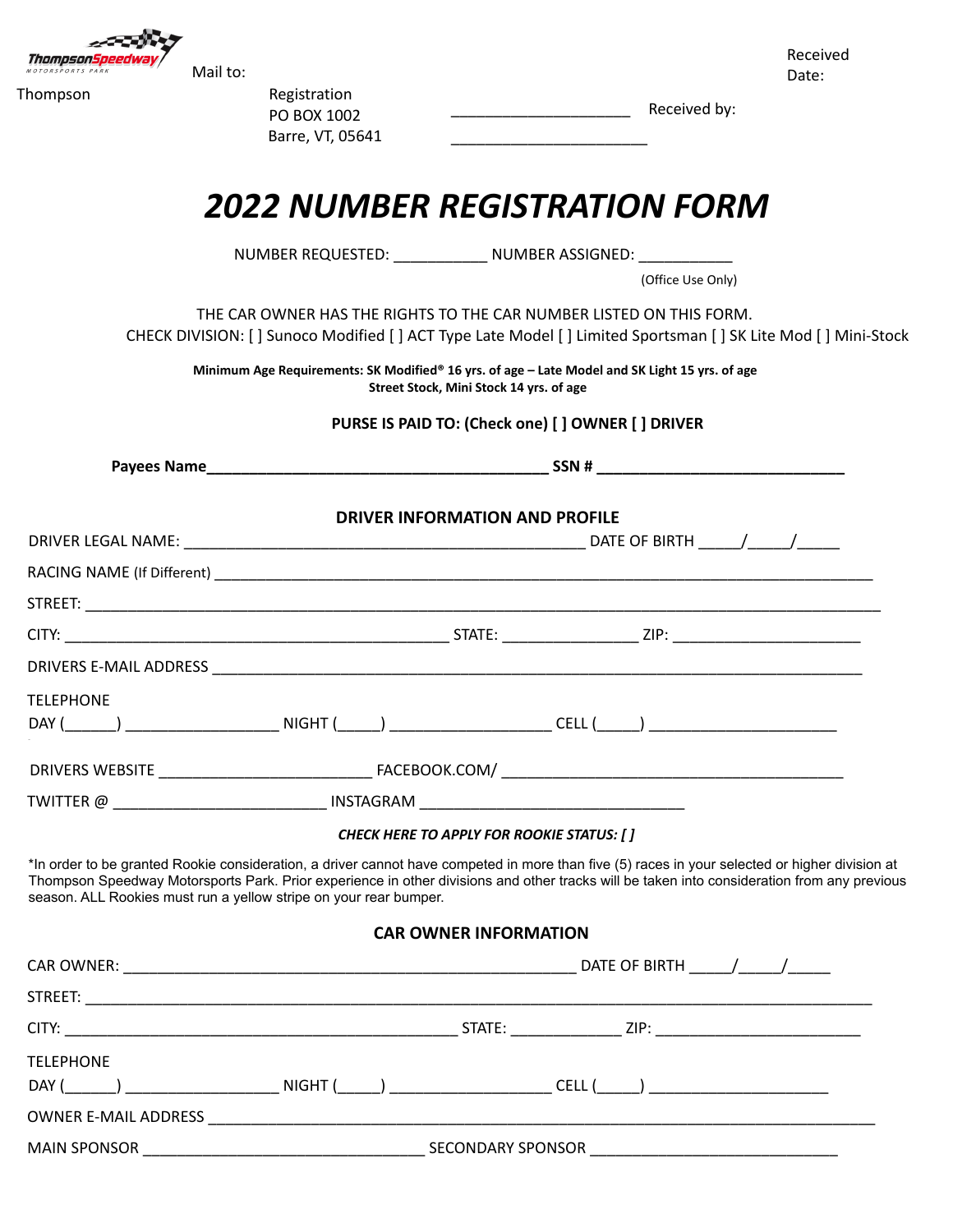Thompson Speedway Motorsports Park

Thompson

Mail to:

Registration
PO BOX 1002
Barre, VT, 05641

Received Date: ____________________

Received by: ______________________

# *2022 NUMBER REGISTRATION FORM*

NUMBER REQUESTED: __________ NUMBER ASSIGNED: __________
(Office Use Only)

THE CAR OWNER HAS THE RIGHTS TO THE CAR NUMBER LISTED ON THIS FORM.
CHECK DIVISION: [ ] Sunoco Modified [ ] ACT Type Late Model [ ] Limited Sportsman [ ] SK Lite Mod [ ] Mini-Stock

**Minimum Age Requirements: SK Modified® 16 yrs. of age – Late Model and SK Light 15 yrs. of age**
**Street Stock, Mini Stock 14 yrs. of age**

**PURSE IS PAID TO: (Check one) [ ] OWNER [ ] DRIVER**

**Payees Name**______________________________________ **SSN #** ___________________________

### DRIVER INFORMATION AND PROFILE

DRIVER LEGAL NAME: _____________________________________________ DATE OF BIRTH _____/_____/_____

RACING NAME (If Different) ___________________________________________________________________________

STREET: _____________________________________________________________________________________

CITY: ____________________________________________ STATE: _______________ ZIP: ______________________

DRIVERS E-MAIL ADDRESS ___________________________________________________________________________

TELEPHONE
DAY (______) _________________ NIGHT (_____) __________________ CELL (_____) ____________________

DRIVERS WEBSITE ________________________ FACEBOOK.COM/ ______________________________________

TWITTER @ ________________________ INSTAGRAM _____________________________

***CHECK HERE TO APPLY FOR ROOKIE STATUS: [ ]***

*In order to be granted Rookie consideration, a driver cannot have competed in more than five (5) races in your selected or higher division at Thompson Speedway Motorsports Park. Prior experience in other divisions and other tracks will be taken into consideration from any previous season. ALL Rookies must run a yellow stripe on your rear bumper.

### CAR OWNER INFORMATION

CAR OWNER: ___________________________________________________ DATE OF BIRTH _____/_____/_____

STREET: _____________________________________________________________________________________

CITY: _____________________________________________ STATE: _____________ ZIP: _______________________

TELEPHONE
DAY (______) _________________ NIGHT (_____) __________________ CELL (_____) ____________________

OWNER E-MAIL ADDRESS ____________________________________________________________________________

MAIN SPONSOR _______________________________ SECONDARY SPONSOR ___________________________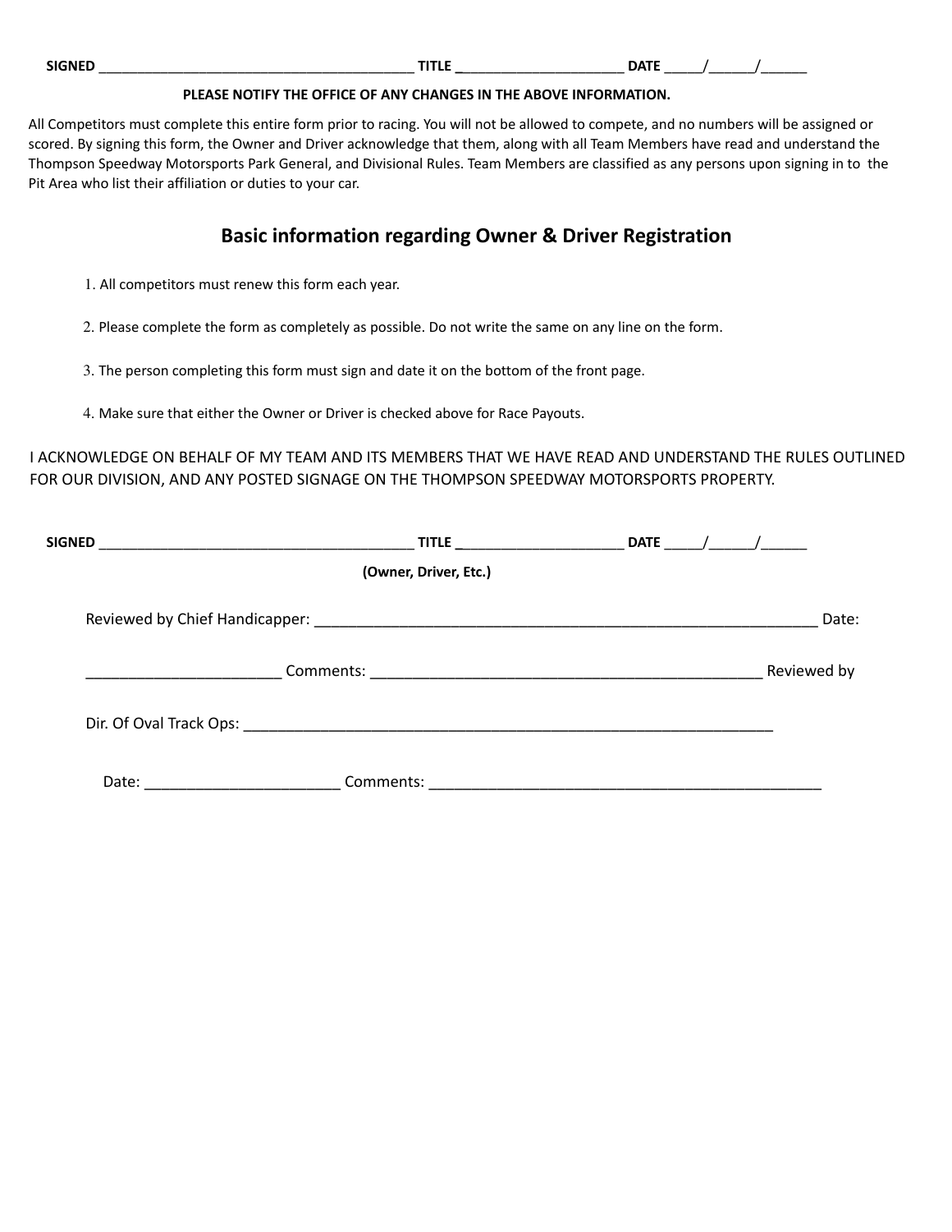**SIGNED** ________________________________________ **TITLE** _____________________ **DATE** _____/______/______

**PLEASE NOTIFY THE OFFICE OF ANY CHANGES IN THE ABOVE INFORMATION.**

All Competitors must complete this entire form prior to racing. You will not be allowed to compete, and no numbers will be assigned or scored. By signing this form, the Owner and Driver acknowledge that them, along with all Team Members have read and understand the Thompson Speedway Motorsports Park General, and Divisional Rules. Team Members are classified as any persons upon signing in to the Pit Area who list their affiliation or duties to your car.

## Basic information regarding Owner & Driver Registration

1. All competitors must renew this form each year.
2. Please complete the form as completely as possible. Do not write the same on any line on the form.
3. The person completing this form must sign and date it on the bottom of the front page.
4. Make sure that either the Owner or Driver is checked above for Race Payouts.

I ACKNOWLEDGE ON BEHALF OF MY TEAM AND ITS MEMBERS THAT WE HAVE READ AND UNDERSTAND THE RULES OUTLINED FOR OUR DIVISION, AND ANY POSTED SIGNAGE ON THE THOMPSON SPEEDWAY MOTORSPORTS PROPERTY.

**SIGNED** ________________________________________ **TITLE** _____________________ **DATE** _____/______/______

**(Owner, Driver, Etc.)**

Reviewed by Chief Handicapper: ______________________________________________________________ Date:

_______________________ Comments: ________________________________________________ Reviewed by

Dir. Of Oval Track Ops: _________________________________________________________________

Date: _______________________ Comments: ________________________________________________